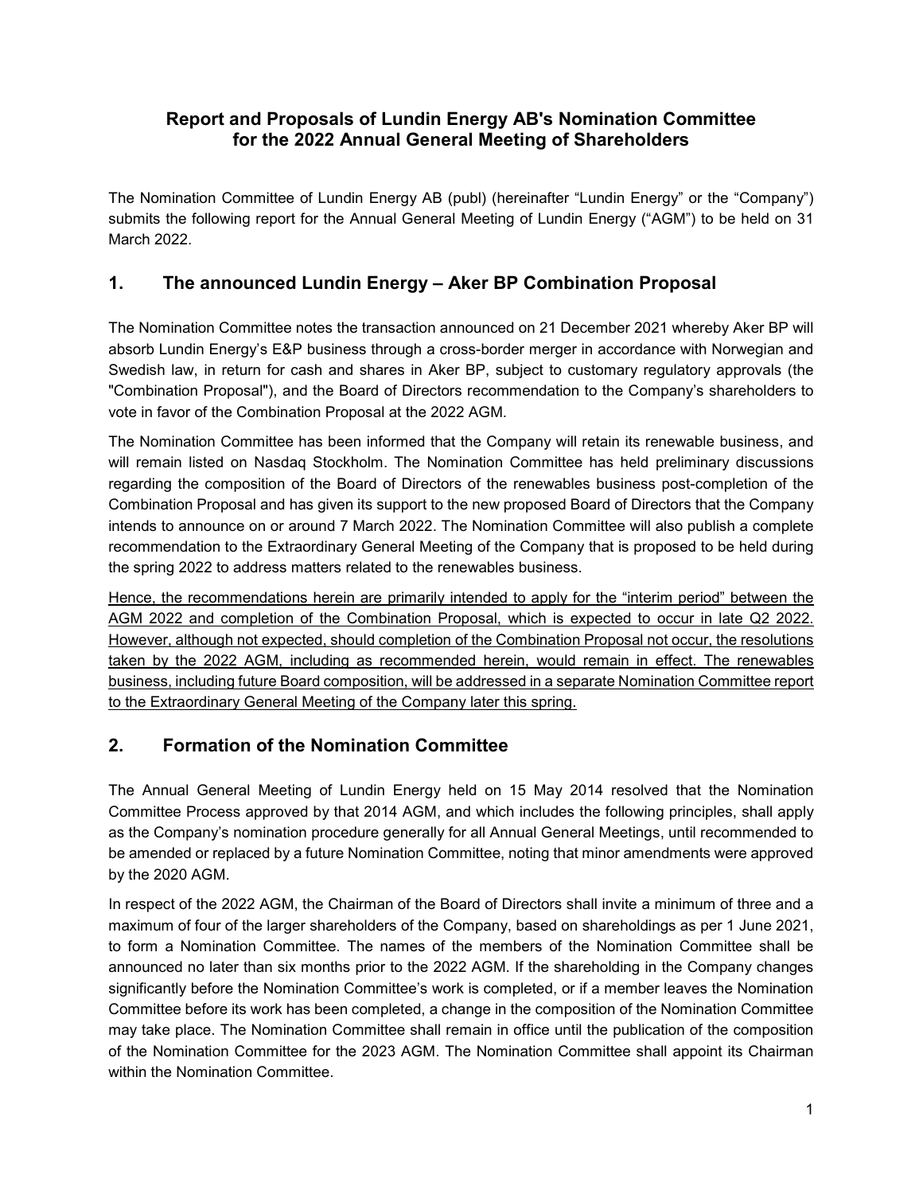# Report and Proposals of Lundin Energy AB's Nomination Committee for the 2022 Annual General Meeting of Shareholders

The Nomination Committee of Lundin Energy AB (publ) (hereinafter "Lundin Energy" or the "Company") submits the following report for the Annual General Meeting of Lundin Energy ("AGM") to be held on 31 March 2022.

## 1. The announced Lundin Energy – Aker BP Combination Proposal

The Nomination Committee notes the transaction announced on 21 December 2021 whereby Aker BP will absorb Lundin Energy's E&P business through a cross-border merger in accordance with Norwegian and Swedish law, in return for cash and shares in Aker BP, subject to customary regulatory approvals (the "Combination Proposal"), and the Board of Directors recommendation to the Company's shareholders to vote in favor of the Combination Proposal at the 2022 AGM.

The Nomination Committee has been informed that the Company will retain its renewable business, and will remain listed on Nasdaq Stockholm. The Nomination Committee has held preliminary discussions regarding the composition of the Board of Directors of the renewables business post-completion of the Combination Proposal and has given its support to the new proposed Board of Directors that the Company intends to announce on or around 7 March 2022. The Nomination Committee will also publish a complete recommendation to the Extraordinary General Meeting of the Company that is proposed to be held during the spring 2022 to address matters related to the renewables business.

<u>Hence, the recommendations herein are primarily intended to apply for the "interim period" between the AGM 2022 and completion of the Combination Proposal, which is expected to occur in late Q2 2022. However, although not expected, should completion of the Combination Proposal not occur, the resolutions taken by the 2022 AGM, including as recommended herein, would remain in effect. The renewables business, including future Board composition, will be addressed in a separate Nomination Committee report to the Extraordinary General Meeting of the Company later this spring.</u>

## 2. Formation of the Nomination Committee

The Annual General Meeting of Lundin Energy held on 15 May 2014 resolved that the Nomination Committee Process approved by that 2014 AGM, and which includes the following principles, shall apply as the Company's nomination procedure generally for all Annual General Meetings, until recommended to be amended or replaced by a future Nomination Committee, noting that minor amendments were approved by the 2020 AGM.

In respect of the 2022 AGM, the Chairman of the Board of Directors shall invite a minimum of three and a maximum of four of the larger shareholders of the Company, based on shareholdings as per 1 June 2021, to form a Nomination Committee. The names of the members of the Nomination Committee shall be announced no later than six months prior to the 2022 AGM. If the shareholding in the Company changes significantly before the Nomination Committee's work is completed, or if a member leaves the Nomination Committee before its work has been completed, a change in the composition of the Nomination Committee may take place. The Nomination Committee shall remain in office until the publication of the composition of the Nomination Committee for the 2023 AGM. The Nomination Committee shall appoint its Chairman within the Nomination Committee.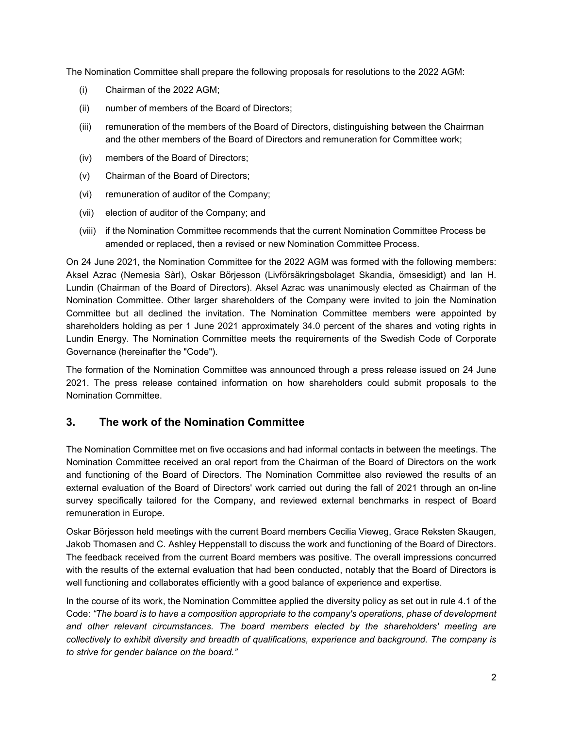The Nomination Committee shall prepare the following proposals for resolutions to the 2022 AGM:

(i) Chairman of the 2022 AGM;

(ii) number of members of the Board of Directors;

(iii) remuneration of the members of the Board of Directors, distinguishing between the Chairman and the other members of the Board of Directors and remuneration for Committee work;

(iv) members of the Board of Directors;

(v) Chairman of the Board of Directors;

(vi) remuneration of auditor of the Company;

(vii) election of auditor of the Company; and

(viii) if the Nomination Committee recommends that the current Nomination Committee Process be amended or replaced, then a revised or new Nomination Committee Process.

On 24 June 2021, the Nomination Committee for the 2022 AGM was formed with the following members: Aksel Azrac (Nemesia Sàrl), Oskar Börjesson (Livförsäkringsbolaget Skandia, ömsesidigt) and Ian H. Lundin (Chairman of the Board of Directors). Aksel Azrac was unanimously elected as Chairman of the Nomination Committee. Other larger shareholders of the Company were invited to join the Nomination Committee but all declined the invitation. The Nomination Committee members were appointed by shareholders holding as per 1 June 2021 approximately 34.0 percent of the shares and voting rights in Lundin Energy. The Nomination Committee meets the requirements of the Swedish Code of Corporate Governance (hereinafter the "Code").

The formation of the Nomination Committee was announced through a press release issued on 24 June 2021. The press release contained information on how shareholders could submit proposals to the Nomination Committee.

## 3. The work of the Nomination Committee

The Nomination Committee met on five occasions and had informal contacts in between the meetings. The Nomination Committee received an oral report from the Chairman of the Board of Directors on the work and functioning of the Board of Directors. The Nomination Committee also reviewed the results of an external evaluation of the Board of Directors' work carried out during the fall of 2021 through an on-line survey specifically tailored for the Company, and reviewed external benchmarks in respect of Board remuneration in Europe.

Oskar Börjesson held meetings with the current Board members Cecilia Vieweg, Grace Reksten Skaugen, Jakob Thomasen and C. Ashley Heppenstall to discuss the work and functioning of the Board of Directors. The feedback received from the current Board members was positive. The overall impressions concurred with the results of the external evaluation that had been conducted, notably that the Board of Directors is well functioning and collaborates efficiently with a good balance of experience and expertise.

In the course of its work, the Nomination Committee applied the diversity policy as set out in rule 4.1 of the Code: *"The board is to have a composition appropriate to the company's operations, phase of development and other relevant circumstances. The board members elected by the shareholders' meeting are collectively to exhibit diversity and breadth of qualifications, experience and background. The company is to strive for gender balance on the board."*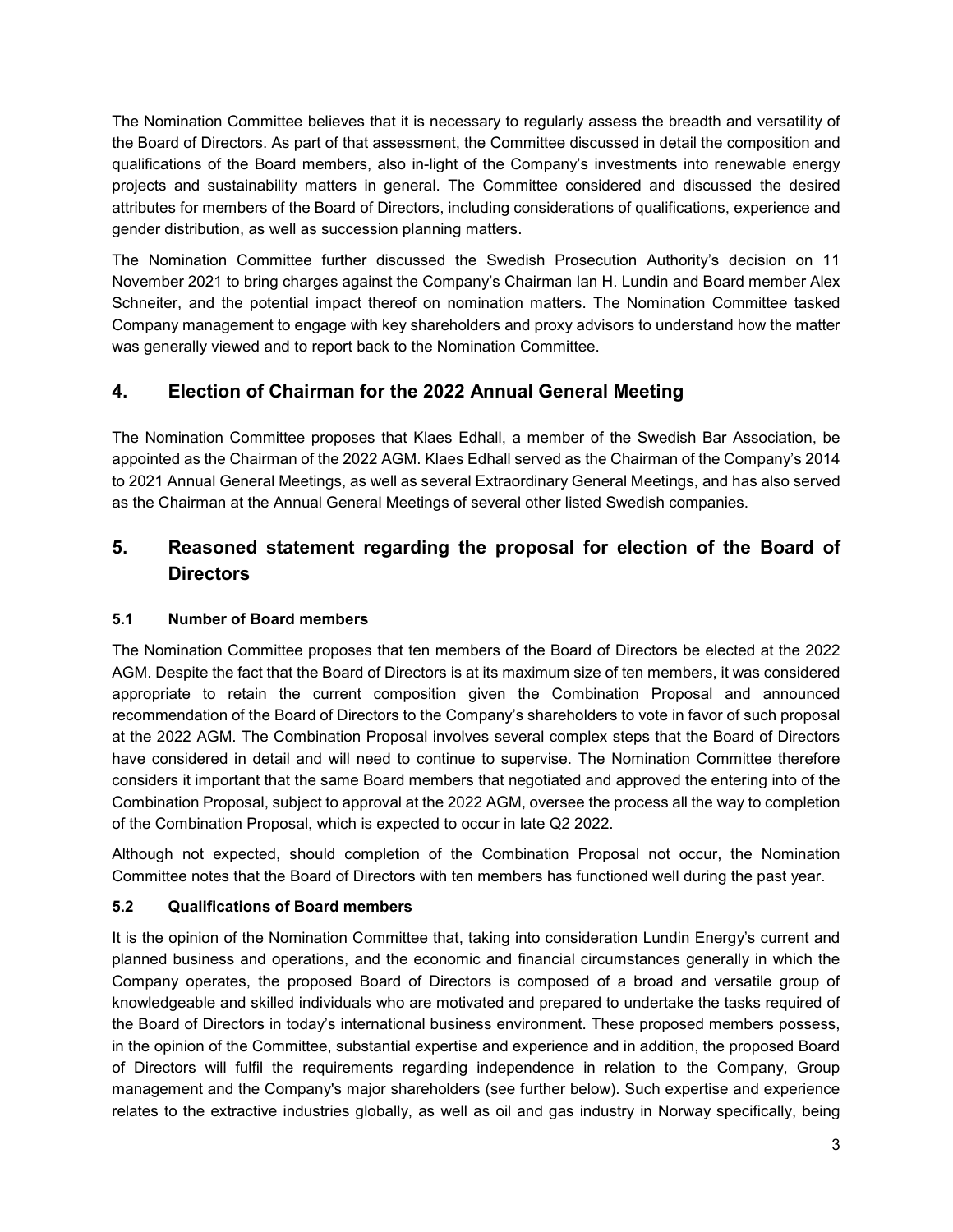The Nomination Committee believes that it is necessary to regularly assess the breadth and versatility of the Board of Directors. As part of that assessment, the Committee discussed in detail the composition and qualifications of the Board members, also in-light of the Company's investments into renewable energy projects and sustainability matters in general. The Committee considered and discussed the desired attributes for members of the Board of Directors, including considerations of qualifications, experience and gender distribution, as well as succession planning matters.

The Nomination Committee further discussed the Swedish Prosecution Authority's decision on 11 November 2021 to bring charges against the Company's Chairman Ian H. Lundin and Board member Alex Schneiter, and the potential impact thereof on nomination matters. The Nomination Committee tasked Company management to engage with key shareholders and proxy advisors to understand how the matter was generally viewed and to report back to the Nomination Committee.

## 4. Election of Chairman for the 2022 Annual General Meeting

The Nomination Committee proposes that Klaes Edhall, a member of the Swedish Bar Association, be appointed as the Chairman of the 2022 AGM. Klaes Edhall served as the Chairman of the Company's 2014 to 2021 Annual General Meetings, as well as several Extraordinary General Meetings, and has also served as the Chairman at the Annual General Meetings of several other listed Swedish companies.

## 5. Reasoned statement regarding the proposal for election of the Board of Directors

### 5.1 Number of Board members

The Nomination Committee proposes that ten members of the Board of Directors be elected at the 2022 AGM. Despite the fact that the Board of Directors is at its maximum size of ten members, it was considered appropriate to retain the current composition given the Combination Proposal and announced recommendation of the Board of Directors to the Company's shareholders to vote in favor of such proposal at the 2022 AGM. The Combination Proposal involves several complex steps that the Board of Directors have considered in detail and will need to continue to supervise. The Nomination Committee therefore considers it important that the same Board members that negotiated and approved the entering into of the Combination Proposal, subject to approval at the 2022 AGM, oversee the process all the way to completion of the Combination Proposal, which is expected to occur in late Q2 2022.

Although not expected, should completion of the Combination Proposal not occur, the Nomination Committee notes that the Board of Directors with ten members has functioned well during the past year.

### 5.2 Qualifications of Board members

It is the opinion of the Nomination Committee that, taking into consideration Lundin Energy's current and planned business and operations, and the economic and financial circumstances generally in which the Company operates, the proposed Board of Directors is composed of a broad and versatile group of knowledgeable and skilled individuals who are motivated and prepared to undertake the tasks required of the Board of Directors in today's international business environment. These proposed members possess, in the opinion of the Committee, substantial expertise and experience and in addition, the proposed Board of Directors will fulfil the requirements regarding independence in relation to the Company, Group management and the Company's major shareholders (see further below). Such expertise and experience relates to the extractive industries globally, as well as oil and gas industry in Norway specifically, being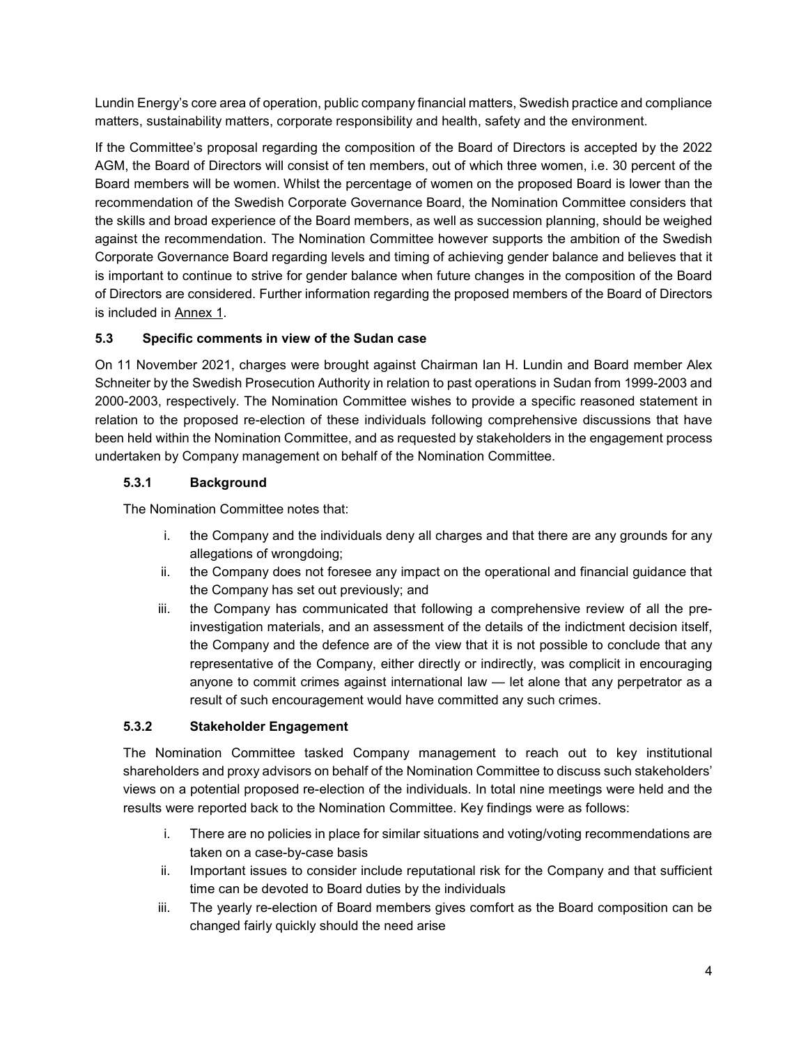Lundin Energy's core area of operation, public company financial matters, Swedish practice and compliance matters, sustainability matters, corporate responsibility and health, safety and the environment.

If the Committee's proposal regarding the composition of the Board of Directors is accepted by the 2022 AGM, the Board of Directors will consist of ten members, out of which three women, i.e. 30 percent of the Board members will be women. Whilst the percentage of women on the proposed Board is lower than the recommendation of the Swedish Corporate Governance Board, the Nomination Committee considers that the skills and broad experience of the Board members, as well as succession planning, should be weighed against the recommendation. The Nomination Committee however supports the ambition of the Swedish Corporate Governance Board regarding levels and timing of achieving gender balance and believes that it is important to continue to strive for gender balance when future changes in the composition of the Board of Directors are considered. Further information regarding the proposed members of the Board of Directors is included in Annex 1.

### 5.3 Specific comments in view of the Sudan case

On 11 November 2021, charges were brought against Chairman Ian H. Lundin and Board member Alex Schneiter by the Swedish Prosecution Authority in relation to past operations in Sudan from 1999-2003 and 2000-2003, respectively. The Nomination Committee wishes to provide a specific reasoned statement in relation to the proposed re-election of these individuals following comprehensive discussions that have been held within the Nomination Committee, and as requested by stakeholders in the engagement process undertaken by Company management on behalf of the Nomination Committee.

#### 5.3.1 Background

The Nomination Committee notes that:

i. the Company and the individuals deny all charges and that there are any grounds for any allegations of wrongdoing;
ii. the Company does not foresee any impact on the operational and financial guidance that the Company has set out previously; and
iii. the Company has communicated that following a comprehensive review of all the pre-investigation materials, and an assessment of the details of the indictment decision itself, the Company and the defence are of the view that it is not possible to conclude that any representative of the Company, either directly or indirectly, was complicit in encouraging anyone to commit crimes against international law — let alone that any perpetrator as a result of such encouragement would have committed any such crimes.

#### 5.3.2 Stakeholder Engagement

The Nomination Committee tasked Company management to reach out to key institutional shareholders and proxy advisors on behalf of the Nomination Committee to discuss such stakeholders' views on a potential proposed re-election of the individuals. In total nine meetings were held and the results were reported back to the Nomination Committee. Key findings were as follows:

i. There are no policies in place for similar situations and voting/voting recommendations are taken on a case-by-case basis
ii. Important issues to consider include reputational risk for the Company and that sufficient time can be devoted to Board duties by the individuals
iii. The yearly re-election of Board members gives comfort as the Board composition can be changed fairly quickly should the need arise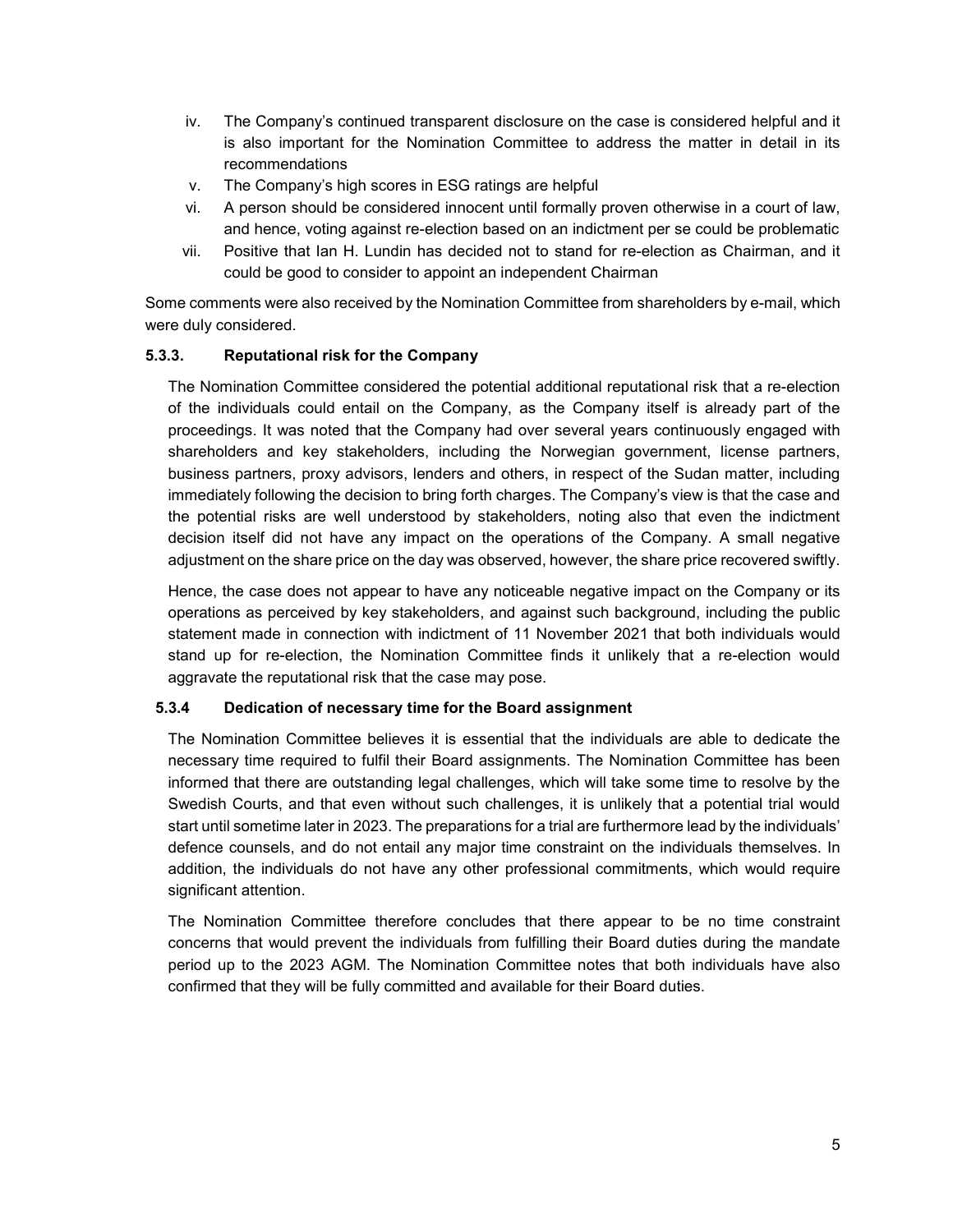iv. The Company's continued transparent disclosure on the case is considered helpful and it is also important for the Nomination Committee to address the matter in detail in its recommendations
v. The Company's high scores in ESG ratings are helpful
vi. A person should be considered innocent until formally proven otherwise in a court of law, and hence, voting against re-election based on an indictment per se could be problematic
vii. Positive that Ian H. Lundin has decided not to stand for re-election as Chairman, and it could be good to consider to appoint an independent Chairman

Some comments were also received by the Nomination Committee from shareholders by e-mail, which were duly considered.

### 5.3.3. Reputational risk for the Company

The Nomination Committee considered the potential additional reputational risk that a re-election of the individuals could entail on the Company, as the Company itself is already part of the proceedings. It was noted that the Company had over several years continuously engaged with shareholders and key stakeholders, including the Norwegian government, license partners, business partners, proxy advisors, lenders and others, in respect of the Sudan matter, including immediately following the decision to bring forth charges. The Company's view is that the case and the potential risks are well understood by stakeholders, noting also that even the indictment decision itself did not have any impact on the operations of the Company. A small negative adjustment on the share price on the day was observed, however, the share price recovered swiftly.

Hence, the case does not appear to have any noticeable negative impact on the Company or its operations as perceived by key stakeholders, and against such background, including the public statement made in connection with indictment of 11 November 2021 that both individuals would stand up for re-election, the Nomination Committee finds it unlikely that a re-election would aggravate the reputational risk that the case may pose.

### 5.3.4 Dedication of necessary time for the Board assignment

The Nomination Committee believes it is essential that the individuals are able to dedicate the necessary time required to fulfil their Board assignments. The Nomination Committee has been informed that there are outstanding legal challenges, which will take some time to resolve by the Swedish Courts, and that even without such challenges, it is unlikely that a potential trial would start until sometime later in 2023. The preparations for a trial are furthermore lead by the individuals' defence counsels, and do not entail any major time constraint on the individuals themselves. In addition, the individuals do not have any other professional commitments, which would require significant attention.

The Nomination Committee therefore concludes that there appear to be no time constraint concerns that would prevent the individuals from fulfilling their Board duties during the mandate period up to the 2023 AGM. The Nomination Committee notes that both individuals have also confirmed that they will be fully committed and available for their Board duties.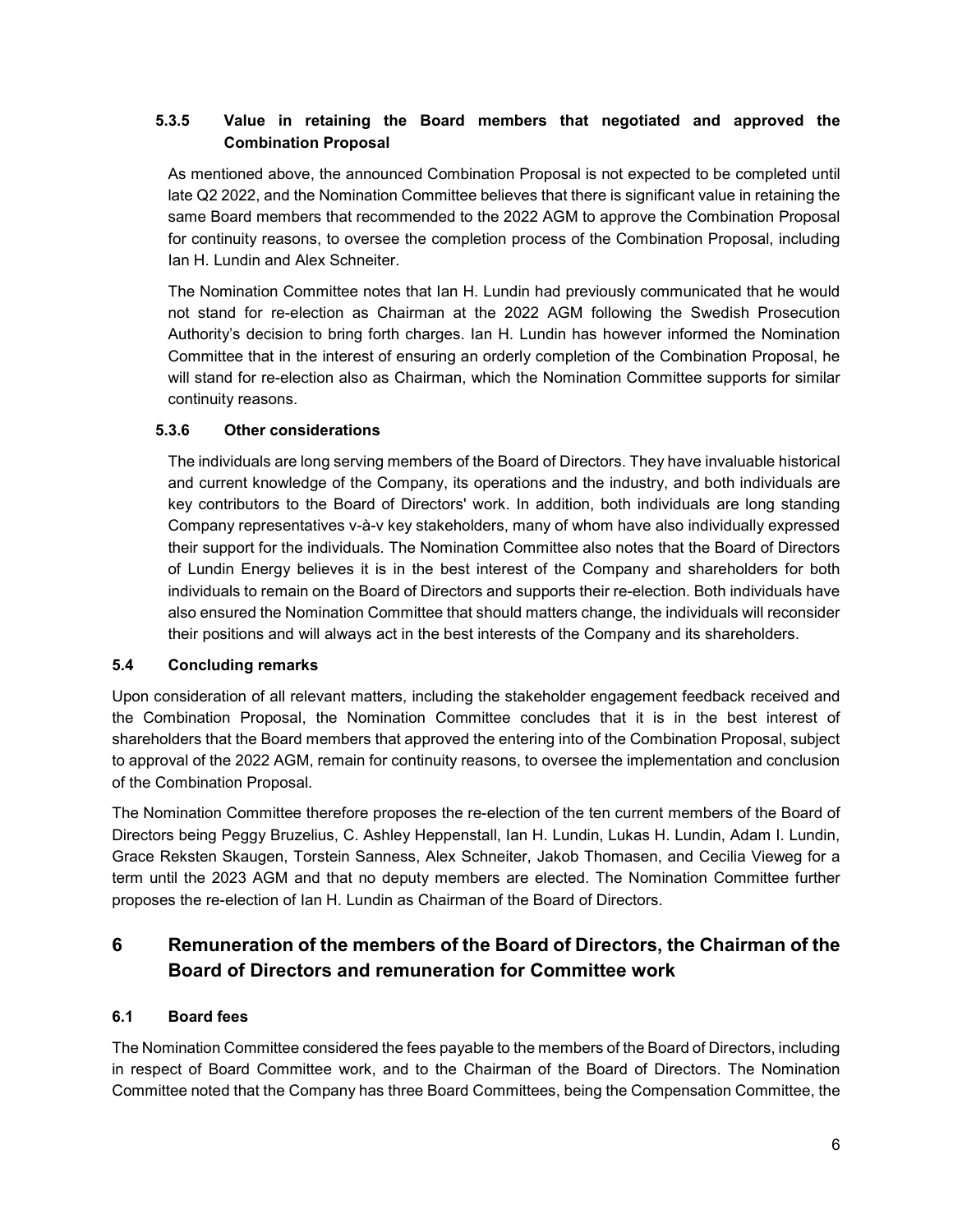#### 5.3.5 Value in retaining the Board members that negotiated and approved the Combination Proposal

As mentioned above, the announced Combination Proposal is not expected to be completed until late Q2 2022, and the Nomination Committee believes that there is significant value in retaining the same Board members that recommended to the 2022 AGM to approve the Combination Proposal for continuity reasons, to oversee the completion process of the Combination Proposal, including Ian H. Lundin and Alex Schneiter.

The Nomination Committee notes that Ian H. Lundin had previously communicated that he would not stand for re-election as Chairman at the 2022 AGM following the Swedish Prosecution Authority's decision to bring forth charges. Ian H. Lundin has however informed the Nomination Committee that in the interest of ensuring an orderly completion of the Combination Proposal, he will stand for re-election also as Chairman, which the Nomination Committee supports for similar continuity reasons.

#### 5.3.6 Other considerations

The individuals are long serving members of the Board of Directors. They have invaluable historical and current knowledge of the Company, its operations and the industry, and both individuals are key contributors to the Board of Directors' work. In addition, both individuals are long standing Company representatives v-à-v key stakeholders, many of whom have also individually expressed their support for the individuals. The Nomination Committee also notes that the Board of Directors of Lundin Energy believes it is in the best interest of the Company and shareholders for both individuals to remain on the Board of Directors and supports their re-election. Both individuals have also ensured the Nomination Committee that should matters change, the individuals will reconsider their positions and will always act in the best interests of the Company and its shareholders.

### 5.4 Concluding remarks

Upon consideration of all relevant matters, including the stakeholder engagement feedback received and the Combination Proposal, the Nomination Committee concludes that it is in the best interest of shareholders that the Board members that approved the entering into of the Combination Proposal, subject to approval of the 2022 AGM, remain for continuity reasons, to oversee the implementation and conclusion of the Combination Proposal.

The Nomination Committee therefore proposes the re-election of the ten current members of the Board of Directors being Peggy Bruzelius, C. Ashley Heppenstall, Ian H. Lundin, Lukas H. Lundin, Adam I. Lundin, Grace Reksten Skaugen, Torstein Sanness, Alex Schneiter, Jakob Thomasen, and Cecilia Vieweg for a term until the 2023 AGM and that no deputy members are elected. The Nomination Committee further proposes the re-election of Ian H. Lundin as Chairman of the Board of Directors.

## 6 Remuneration of the members of the Board of Directors, the Chairman of the Board of Directors and remuneration for Committee work

### 6.1 Board fees

The Nomination Committee considered the fees payable to the members of the Board of Directors, including in respect of Board Committee work, and to the Chairman of the Board of Directors. The Nomination Committee noted that the Company has three Board Committees, being the Compensation Committee, the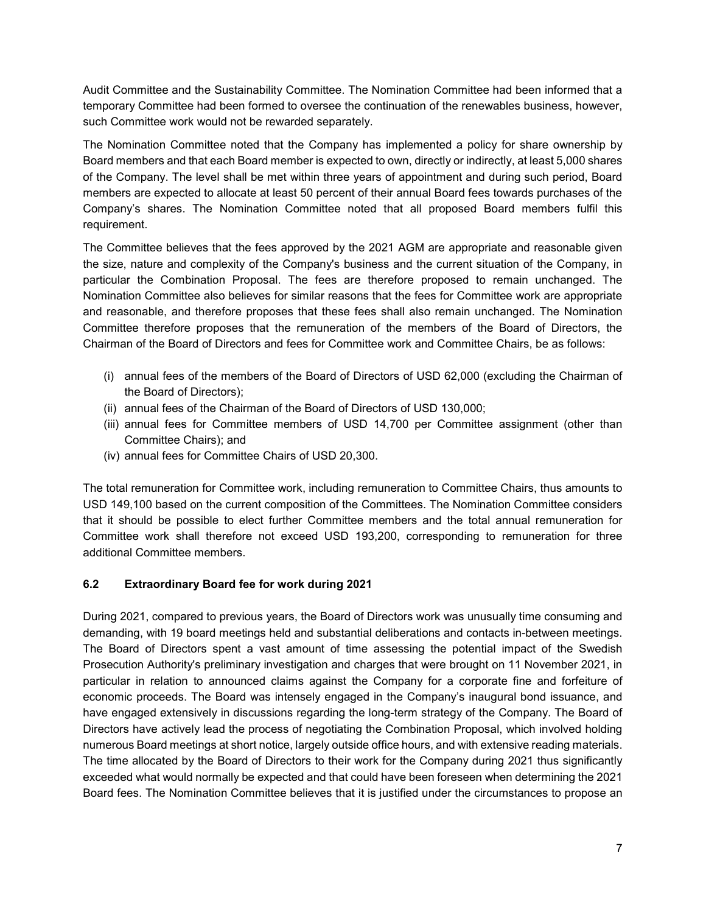Audit Committee and the Sustainability Committee. The Nomination Committee had been informed that a temporary Committee had been formed to oversee the continuation of the renewables business, however, such Committee work would not be rewarded separately.

The Nomination Committee noted that the Company has implemented a policy for share ownership by Board members and that each Board member is expected to own, directly or indirectly, at least 5,000 shares of the Company. The level shall be met within three years of appointment and during such period, Board members are expected to allocate at least 50 percent of their annual Board fees towards purchases of the Company's shares. The Nomination Committee noted that all proposed Board members fulfil this requirement.

The Committee believes that the fees approved by the 2021 AGM are appropriate and reasonable given the size, nature and complexity of the Company's business and the current situation of the Company, in particular the Combination Proposal. The fees are therefore proposed to remain unchanged. The Nomination Committee also believes for similar reasons that the fees for Committee work are appropriate and reasonable, and therefore proposes that these fees shall also remain unchanged. The Nomination Committee therefore proposes that the remuneration of the members of the Board of Directors, the Chairman of the Board of Directors and fees for Committee work and Committee Chairs, be as follows:

(i) annual fees of the members of the Board of Directors of USD 62,000 (excluding the Chairman of the Board of Directors);
(ii) annual fees of the Chairman of the Board of Directors of USD 130,000;
(iii) annual fees for Committee members of USD 14,700 per Committee assignment (other than Committee Chairs); and
(iv) annual fees for Committee Chairs of USD 20,300.

The total remuneration for Committee work, including remuneration to Committee Chairs, thus amounts to USD 149,100 based on the current composition of the Committees. The Nomination Committee considers that it should be possible to elect further Committee members and the total annual remuneration for Committee work shall therefore not exceed USD 193,200, corresponding to remuneration for three additional Committee members.

### 6.2 Extraordinary Board fee for work during 2021

During 2021, compared to previous years, the Board of Directors work was unusually time consuming and demanding, with 19 board meetings held and substantial deliberations and contacts in-between meetings. The Board of Directors spent a vast amount of time assessing the potential impact of the Swedish Prosecution Authority's preliminary investigation and charges that were brought on 11 November 2021, in particular in relation to announced claims against the Company for a corporate fine and forfeiture of economic proceeds. The Board was intensely engaged in the Company's inaugural bond issuance, and have engaged extensively in discussions regarding the long-term strategy of the Company. The Board of Directors have actively lead the process of negotiating the Combination Proposal, which involved holding numerous Board meetings at short notice, largely outside office hours, and with extensive reading materials. The time allocated by the Board of Directors to their work for the Company during 2021 thus significantly exceeded what would normally be expected and that could have been foreseen when determining the 2021 Board fees. The Nomination Committee believes that it is justified under the circumstances to propose an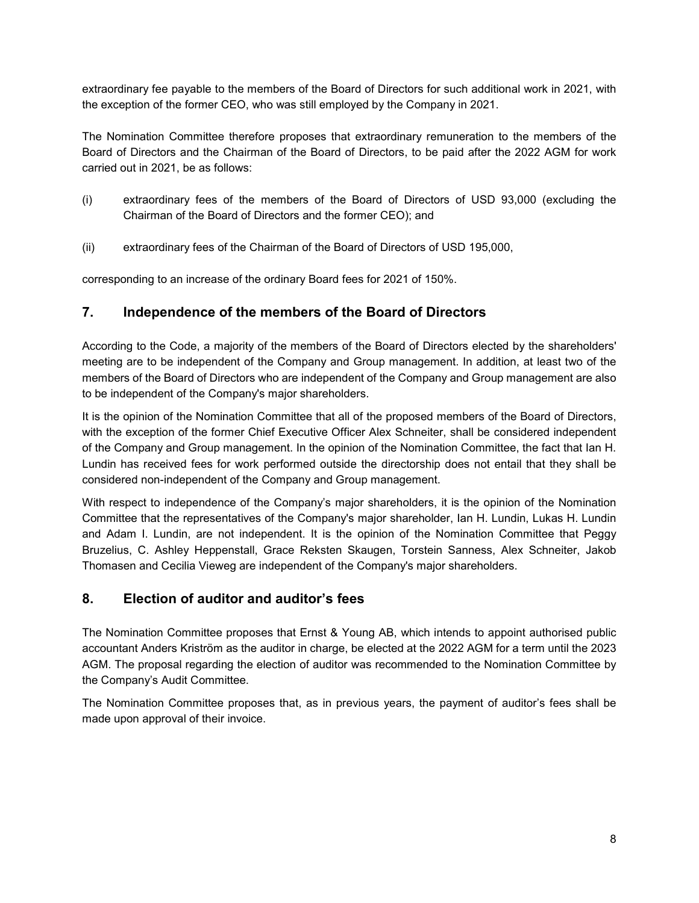extraordinary fee payable to the members of the Board of Directors for such additional work in 2021, with the exception of the former CEO, who was still employed by the Company in 2021.

The Nomination Committee therefore proposes that extraordinary remuneration to the members of the Board of Directors and the Chairman of the Board of Directors, to be paid after the 2022 AGM for work carried out in 2021, be as follows:

(i) extraordinary fees of the members of the Board of Directors of USD 93,000 (excluding the Chairman of the Board of Directors and the former CEO); and

(ii) extraordinary fees of the Chairman of the Board of Directors of USD 195,000,

corresponding to an increase of the ordinary Board fees for 2021 of 150%.

## 7. Independence of the members of the Board of Directors

According to the Code, a majority of the members of the Board of Directors elected by the shareholders' meeting are to be independent of the Company and Group management. In addition, at least two of the members of the Board of Directors who are independent of the Company and Group management are also to be independent of the Company's major shareholders.

It is the opinion of the Nomination Committee that all of the proposed members of the Board of Directors, with the exception of the former Chief Executive Officer Alex Schneiter, shall be considered independent of the Company and Group management. In the opinion of the Nomination Committee, the fact that Ian H. Lundin has received fees for work performed outside the directorship does not entail that they shall be considered non-independent of the Company and Group management.

With respect to independence of the Company's major shareholders, it is the opinion of the Nomination Committee that the representatives of the Company's major shareholder, Ian H. Lundin, Lukas H. Lundin and Adam I. Lundin, are not independent. It is the opinion of the Nomination Committee that Peggy Bruzelius, C. Ashley Heppenstall, Grace Reksten Skaugen, Torstein Sanness, Alex Schneiter, Jakob Thomasen and Cecilia Vieweg are independent of the Company's major shareholders.

## 8. Election of auditor and auditor's fees

The Nomination Committee proposes that Ernst & Young AB, which intends to appoint authorised public accountant Anders Kriström as the auditor in charge, be elected at the 2022 AGM for a term until the 2023 AGM. The proposal regarding the election of auditor was recommended to the Nomination Committee by the Company's Audit Committee.

The Nomination Committee proposes that, as in previous years, the payment of auditor's fees shall be made upon approval of their invoice.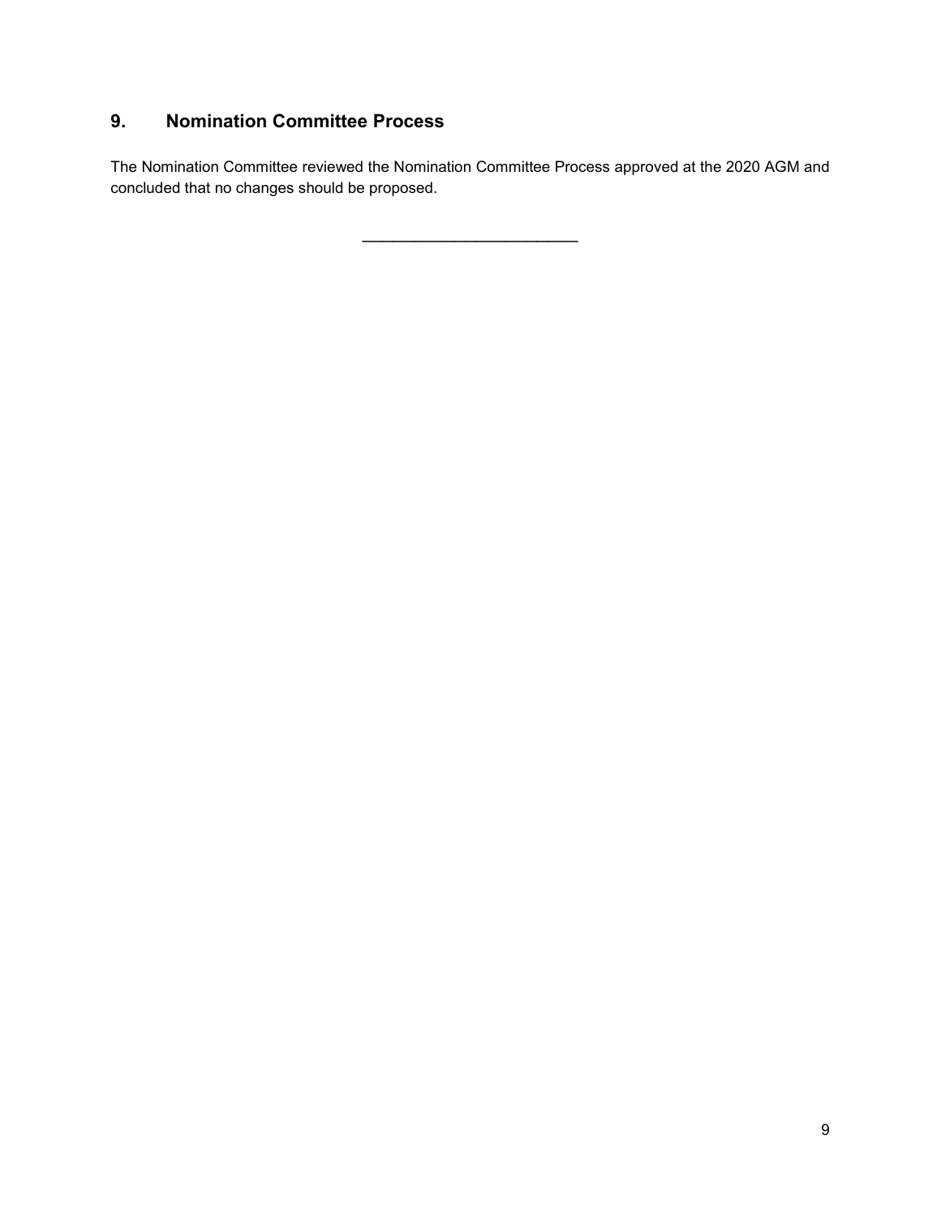## 9. Nomination Committee Process

The Nomination Committee reviewed the Nomination Committee Process approved at the 2020 AGM and concluded that no changes should be proposed.

\_\_\_\_\_\_\_\_\_\_\_\_\_\_\_\_\_\_\_\_\_\_\_\_\_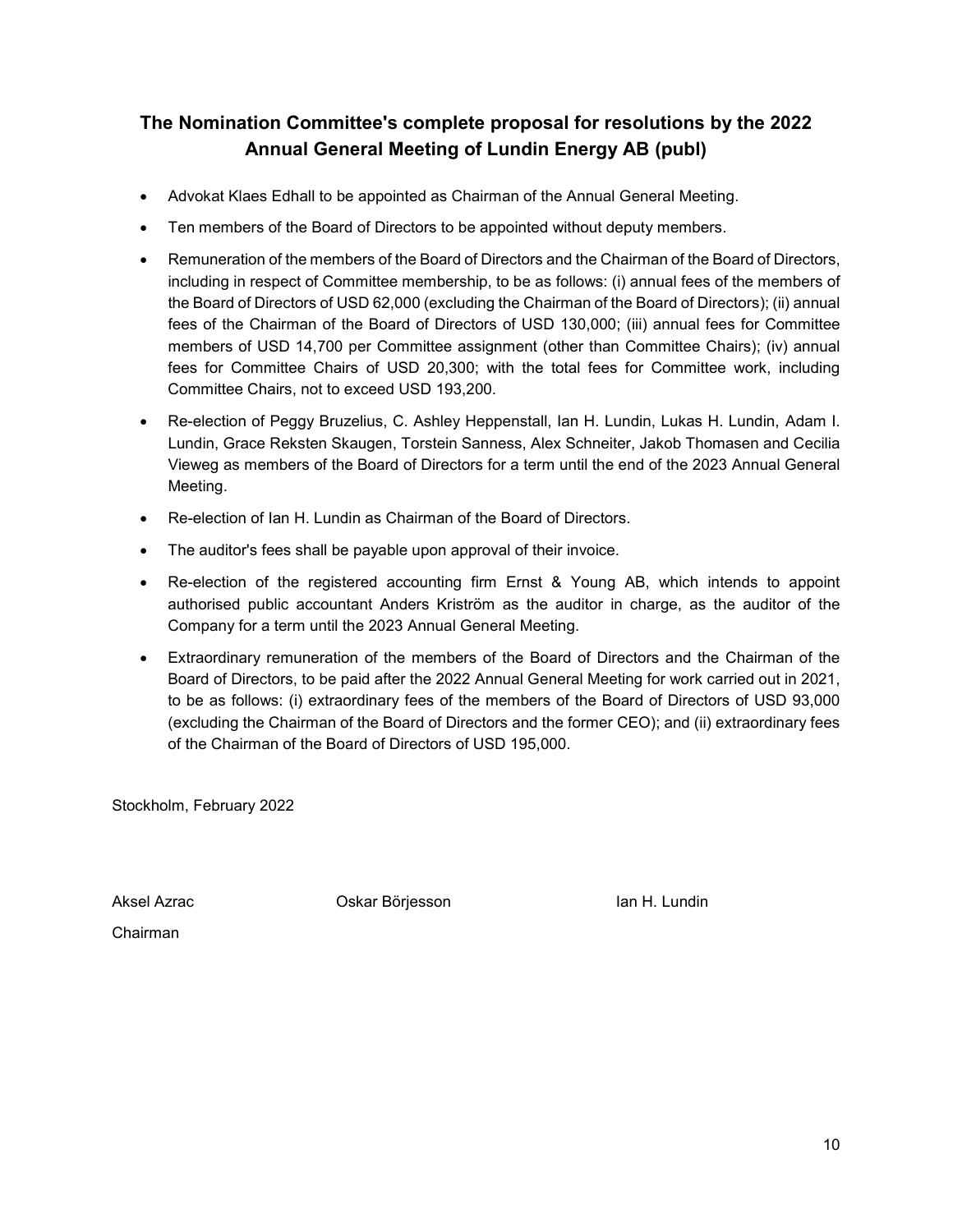## The Nomination Committee's complete proposal for resolutions by the 2022 Annual General Meeting of Lundin Energy AB (publ)

- Advokat Klaes Edhall to be appointed as Chairman of the Annual General Meeting.
- Ten members of the Board of Directors to be appointed without deputy members.
- Remuneration of the members of the Board of Directors and the Chairman of the Board of Directors, including in respect of Committee membership, to be as follows: (i) annual fees of the members of the Board of Directors of USD 62,000 (excluding the Chairman of the Board of Directors); (ii) annual fees of the Chairman of the Board of Directors of USD 130,000; (iii) annual fees for Committee members of USD 14,700 per Committee assignment (other than Committee Chairs); (iv) annual fees for Committee Chairs of USD 20,300; with the total fees for Committee work, including Committee Chairs, not to exceed USD 193,200.
- Re-election of Peggy Bruzelius, C. Ashley Heppenstall, Ian H. Lundin, Lukas H. Lundin, Adam I. Lundin, Grace Reksten Skaugen, Torstein Sanness, Alex Schneiter, Jakob Thomasen and Cecilia Vieweg as members of the Board of Directors for a term until the end of the 2023 Annual General Meeting.
- Re-election of Ian H. Lundin as Chairman of the Board of Directors.
- The auditor's fees shall be payable upon approval of their invoice.
- Re-election of the registered accounting firm Ernst & Young AB, which intends to appoint authorised public accountant Anders Kriström as the auditor in charge, as the auditor of the Company for a term until the 2023 Annual General Meeting.
- Extraordinary remuneration of the members of the Board of Directors and the Chairman of the Board of Directors, to be paid after the 2022 Annual General Meeting for work carried out in 2021, to be as follows: (i) extraordinary fees of the members of the Board of Directors of USD 93,000 (excluding the Chairman of the Board of Directors and the former CEO); and (ii) extraordinary fees of the Chairman of the Board of Directors of USD 195,000.

Stockholm, February 2022

Aksel Azrac
Chairman

Oskar Börjesson

Ian H. Lundin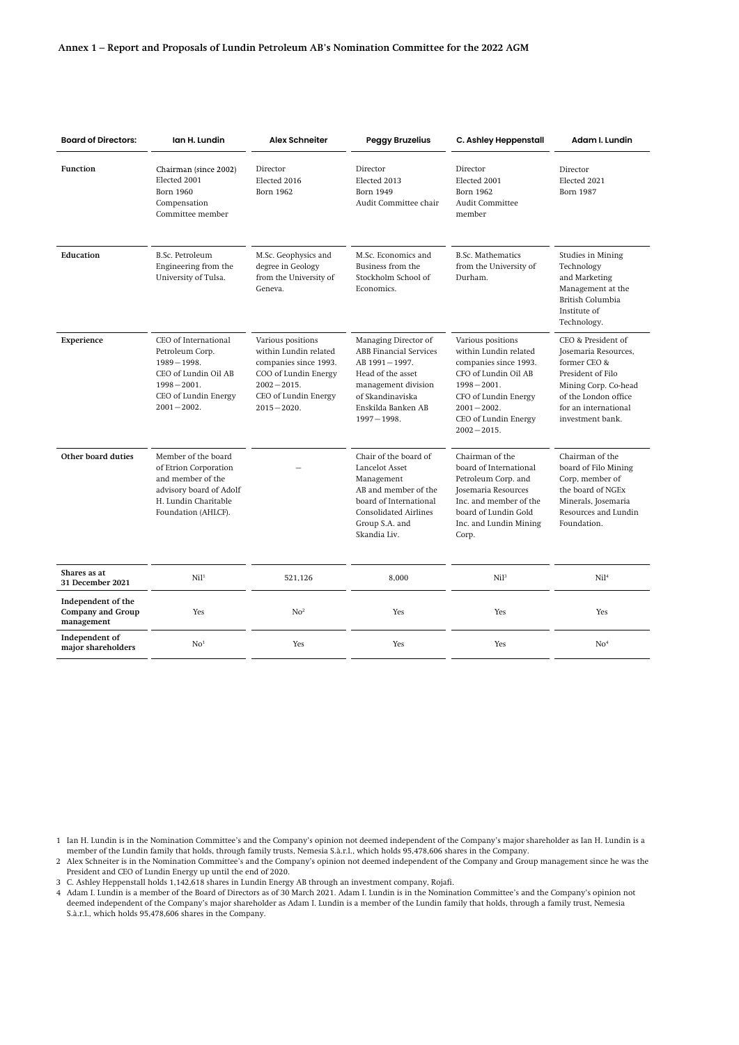**Annex 1 – Report and Proposals of Lundin Petroleum AB's Nomination Committee for the 2022 AGM**

| Board of Directors: | Ian H. Lundin | Alex Schneiter | Peggy Bruzelius | C. Ashley Heppenstall | Adam I. Lundin |
|---|---|---|---|---|---|
| **Function** | Chairman (since 2002) Elected 2001 Born 1960 Compensation Committee member | Director Elected 2016 Born 1962 | Director Elected 2013 Born 1949 Audit Committee chair | Director Elected 2001 Born 1962 Audit Committee member | Director Elected 2021 Born 1987 |
| **Education** | B.Sc. Petroleum Engineering from the University of Tulsa. | M.Sc. Geophysics and degree in Geology from the University of Geneva. | M.Sc. Economics and Business from the Stockholm School of Economics. | B.Sc. Mathematics from the University of Durham. | Studies in Mining Technology and Marketing Management at the British Columbia Institute of Technology. |
| **Experience** | CEO of International Petroleum Corp. 1989 – 1998. CEO of Lundin Oil AB 1998 – 2001. CEO of Lundin Energy 2001 – 2002. | Various positions within Lundin related companies since 1993. COO of Lundin Energy 2002 – 2015. CEO of Lundin Energy 2015 – 2020. | Managing Director of ABB Financial Services AB 1991 – 1997. Head of the asset management division of Skandinaviska Enskilda Banken AB 1997 – 1998. | Various positions within Lundin related companies since 1993. CFO of Lundin Oil AB 1998 – 2001. CFO of Lundin Energy 2001 – 2002. CEO of Lundin Energy 2002 – 2015. | CEO & President of Josemaria Resources, former CEO & President of Filo Mining Corp. Co-head of the London office for an international investment bank. |
| **Other board duties** | Member of the board of Etrion Corporation and member of the advisory board of Adolf H. Lundin Charitable Foundation (AHLCF). | – | Chair of the board of Lancelot Asset Management AB and member of the board of International Consolidated Airlines Group S.A. and Skandia Liv. | Chairman of the board of International Petroleum Corp. and Josemaria Resources Inc. and member of the board of Lundin Gold Inc. and Lundin Mining Corp. | Chairman of the board of Filo Mining Corp, member of the board of NGEx Minerals, Josemaria Resources and Lundin Foundation. |
| **Shares as at 31 December 2021** | Nil[1] | 521,126 | 8,000 | Nil[3] | Nil[4] |
| **Independent of the Company and Group management** | Yes | No[2] | Yes | Yes | Yes |
| **Independent of major shareholders** | No[1] | Yes | Yes | Yes | No[4] |

1 Ian H. Lundin is in the Nomination Committee's and the Company's opinion not deemed independent of the Company's major shareholder as Ian H. Lundin is a member of the Lundin family that holds, through family trusts, Nemesia S.à.r.l., which holds 95,478,606 shares in the Company.

2 Alex Schneiter is in the Nomination Committee's and the Company's opinion not deemed independent of the Company and Group management since he was the President and CEO of Lundin Energy up until the end of 2020.

3 C. Ashley Heppenstall holds 1,142,618 shares in Lundin Energy AB through an investment company, Rojafi.

4 Adam I. Lundin is a member of the Board of Directors as of 30 March 2021. Adam I. Lundin is in the Nomination Committee's and the Company's opinion not deemed independent of the Company's major shareholder as Adam I. Lundin is a member of the Lundin family that holds, through a family trust, Nemesia S.à.r.l., which holds 95,478,606 shares in the Company.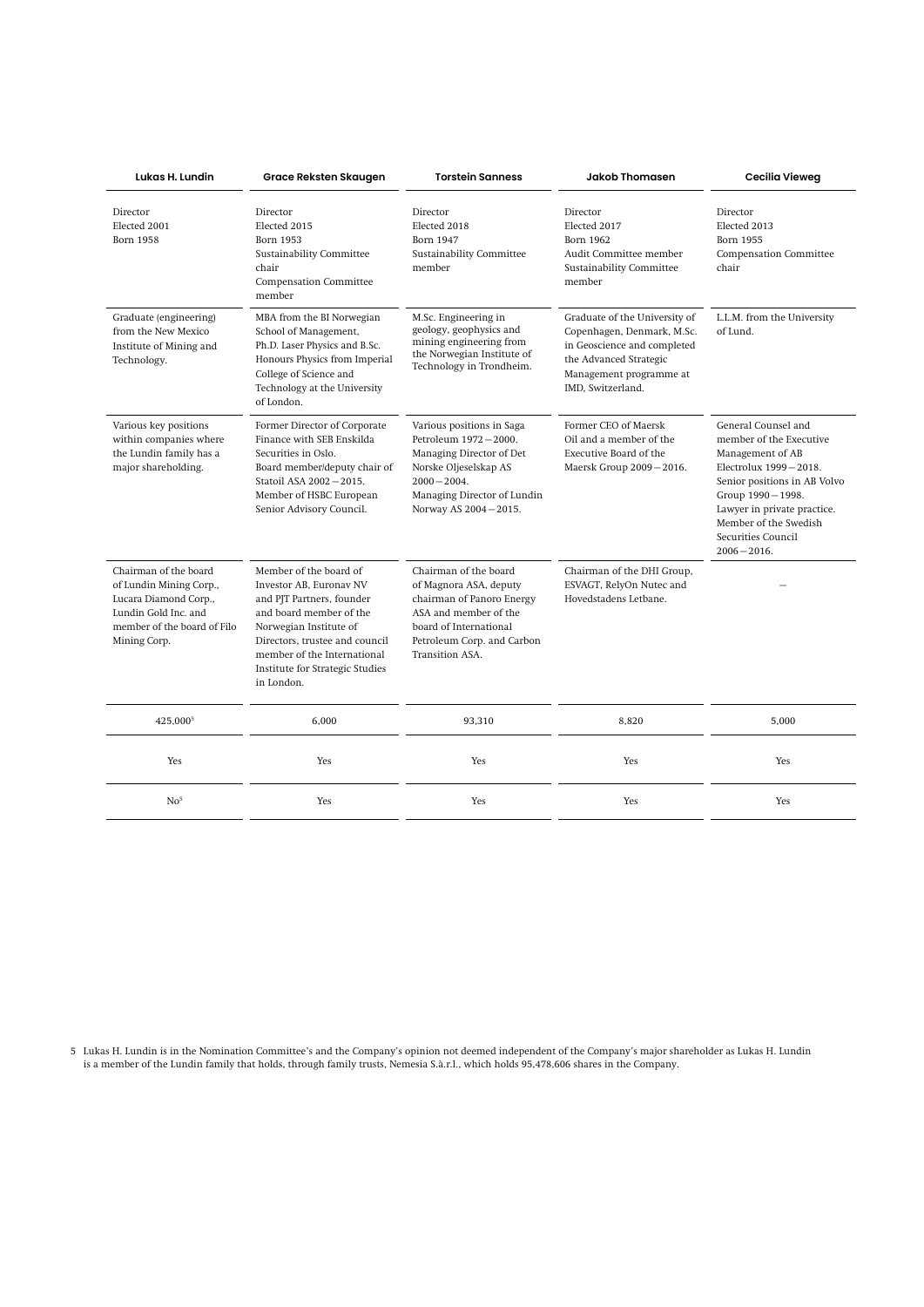| Lukas H. Lundin | Grace Reksten Skaugen | Torstein Sanness | Jakob Thomasen | Cecilia Vieweg |
|---|---|---|---|---|
| Director<br>Elected 2001<br>Born 1958 | Director<br>Elected 2015<br>Born 1953<br>Sustainability Committee chair<br>Compensation Committee member | Director<br>Elected 2018<br>Born 1947<br>Sustainability Committee member | Director<br>Elected 2017<br>Born 1962<br>Audit Committee member<br>Sustainability Committee member | Director<br>Elected 2013<br>Born 1955<br>Compensation Committee chair |
| Graduate (engineering) from the New Mexico Institute of Mining and Technology. | MBA from the BI Norwegian School of Management, Ph.D. Laser Physics and B.Sc. Honours Physics from Imperial College of Science and Technology at the University of London. | M.Sc. Engineering in geology, geophysics and mining engineering from the Norwegian Institute of Technology in Trondheim. | Graduate of the University of Copenhagen, Denmark, M.Sc. in Geoscience and completed the Advanced Strategic Management programme at IMD, Switzerland. | L.L.M. from the University of Lund. |
| Various key positions within companies where the Lundin family has a major shareholding. | Former Director of Corporate Finance with SEB Enskilda Securities in Oslo.<br>Board member/deputy chair of Statoil ASA 2002–2015.<br>Member of HSBC European Senior Advisory Council. | Various positions in Saga Petroleum 1972–2000.<br>Managing Director of Det Norske Oljeselskap AS 2000–2004.<br>Managing Director of Lundin Norway AS 2004–2015. | Former CEO of Maersk Oil and a member of the Executive Board of the Maersk Group 2009–2016. | General Counsel and member of the Executive Management of AB Electrolux 1999–2018.<br>Senior positions in AB Volvo Group 1990–1998.<br>Lawyer in private practice.<br>Member of the Swedish Securities Council 2006–2016. |
| Chairman of the board of Lundin Mining Corp., Lucara Diamond Corp., Lundin Gold Inc. and member of the board of Filo Mining Corp. | Member of the board of Investor AB, Euronav NV and PJT Partners, founder and board member of the Norwegian Institute of Directors, trustee and council member of the International Institute for Strategic Studies in London. | Chairman of the board of Magnora ASA, deputy chairman of Panoro Energy ASA and member of the board of International Petroleum Corp. and Carbon Transition ASA. | Chairman of the DHI Group, ESVAGT, RelyOn Nutec and Hovedstadens Letbane. | – |
| 425,000[5] | 6,000 | 93,310 | 8,820 | 5,000 |
| Yes | Yes | Yes | Yes | Yes |
| No[5] | Yes | Yes | Yes | Yes |

5 Lukas H. Lundin is in the Nomination Committee's and the Company's opinion not deemed independent of the Company's major shareholder as Lukas H. Lundin is a member of the Lundin family that holds, through family trusts, Nemesia S.à.r.l., which holds 95,478,606 shares in the Company.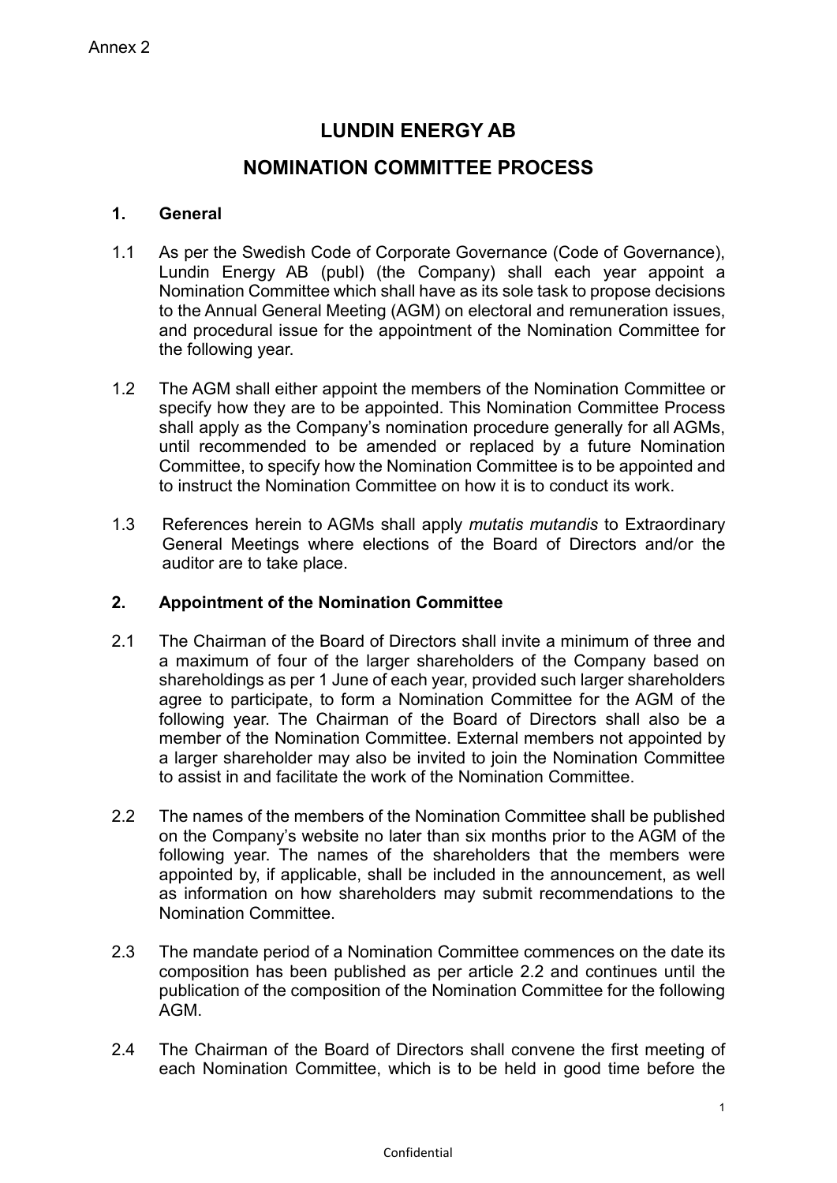Annex 2

# LUNDIN ENERGY AB

# NOMINATION COMMITTEE PROCESS

## 1. General

1.1 As per the Swedish Code of Corporate Governance (Code of Governance), Lundin Energy AB (publ) (the Company) shall each year appoint a Nomination Committee which shall have as its sole task to propose decisions to the Annual General Meeting (AGM) on electoral and remuneration issues, and procedural issue for the appointment of the Nomination Committee for the following year.

1.2 The AGM shall either appoint the members of the Nomination Committee or specify how they are to be appointed. This Nomination Committee Process shall apply as the Company's nomination procedure generally for all AGMs, until recommended to be amended or replaced by a future Nomination Committee, to specify how the Nomination Committee is to be appointed and to instruct the Nomination Committee on how it is to conduct its work.

1.3 References herein to AGMs shall apply *mutatis mutandis* to Extraordinary General Meetings where elections of the Board of Directors and/or the auditor are to take place.

## 2. Appointment of the Nomination Committee

2.1 The Chairman of the Board of Directors shall invite a minimum of three and a maximum of four of the larger shareholders of the Company based on shareholdings as per 1 June of each year, provided such larger shareholders agree to participate, to form a Nomination Committee for the AGM of the following year. The Chairman of the Board of Directors shall also be a member of the Nomination Committee. External members not appointed by a larger shareholder may also be invited to join the Nomination Committee to assist in and facilitate the work of the Nomination Committee.

2.2 The names of the members of the Nomination Committee shall be published on the Company's website no later than six months prior to the AGM of the following year. The names of the shareholders that the members were appointed by, if applicable, shall be included in the announcement, as well as information on how shareholders may submit recommendations to the Nomination Committee.

2.3 The mandate period of a Nomination Committee commences on the date its composition has been published as per article 2.2 and continues until the publication of the composition of the Nomination Committee for the following AGM.

2.4 The Chairman of the Board of Directors shall convene the first meeting of each Nomination Committee, which is to be held in good time before the

Confidential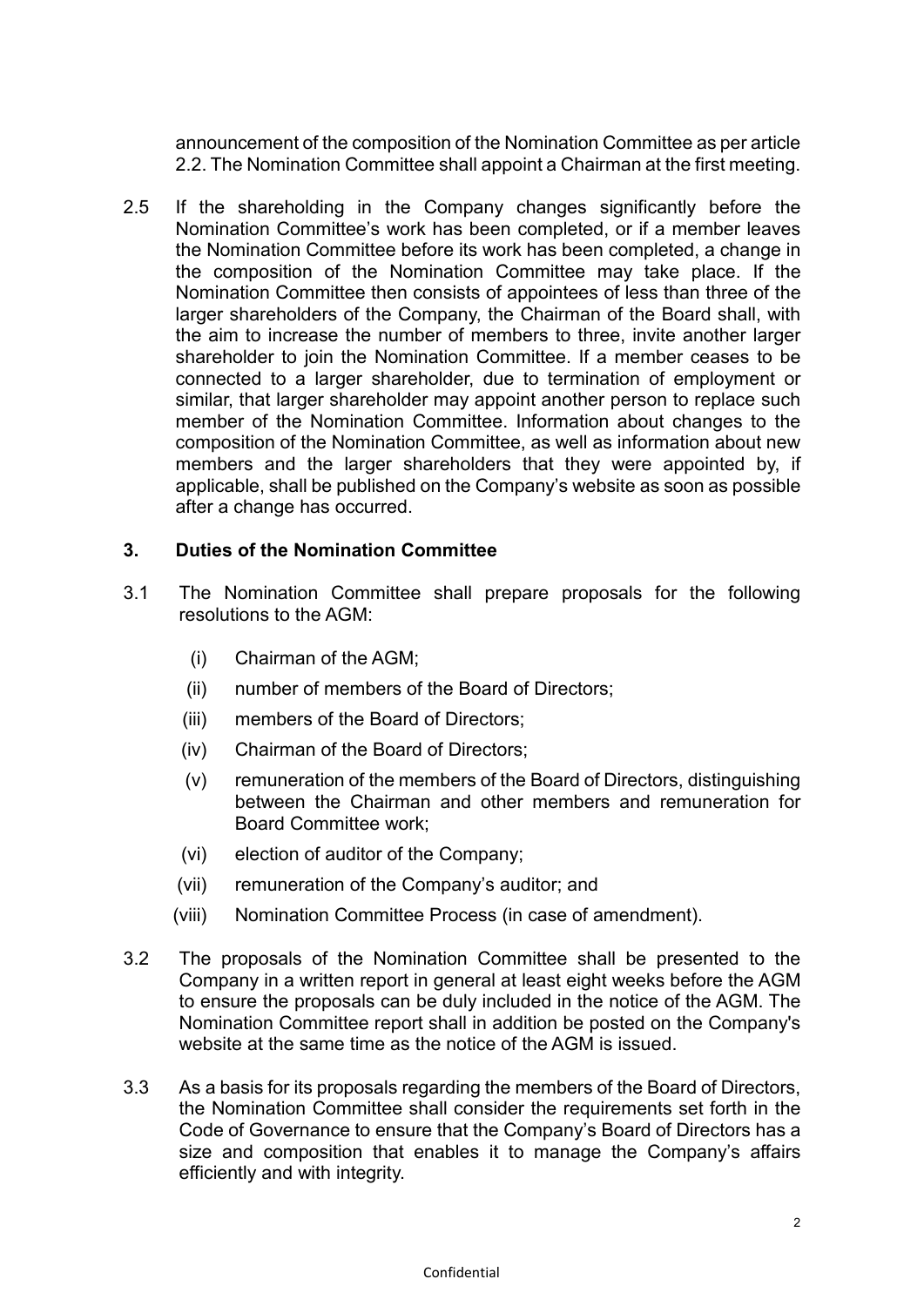announcement of the composition of the Nomination Committee as per article 2.2. The Nomination Committee shall appoint a Chairman at the first meeting.

2.5 If the shareholding in the Company changes significantly before the Nomination Committee's work has been completed, or if a member leaves the Nomination Committee before its work has been completed, a change in the composition of the Nomination Committee may take place. If the Nomination Committee then consists of appointees of less than three of the larger shareholders of the Company, the Chairman of the Board shall, with the aim to increase the number of members to three, invite another larger shareholder to join the Nomination Committee. If a member ceases to be connected to a larger shareholder, due to termination of employment or similar, that larger shareholder may appoint another person to replace such member of the Nomination Committee. Information about changes to the composition of the Nomination Committee, as well as information about new members and the larger shareholders that they were appointed by, if applicable, shall be published on the Company's website as soon as possible after a change has occurred.

## 3. Duties of the Nomination Committee

3.1 The Nomination Committee shall prepare proposals for the following resolutions to the AGM:

(i) Chairman of the AGM;

(ii) number of members of the Board of Directors;

(iii) members of the Board of Directors;

(iv) Chairman of the Board of Directors;

(v) remuneration of the members of the Board of Directors, distinguishing between the Chairman and other members and remuneration for Board Committee work;

(vi) election of auditor of the Company;

(vii) remuneration of the Company's auditor; and

(viii) Nomination Committee Process (in case of amendment).

3.2 The proposals of the Nomination Committee shall be presented to the Company in a written report in general at least eight weeks before the AGM to ensure the proposals can be duly included in the notice of the AGM. The Nomination Committee report shall in addition be posted on the Company's website at the same time as the notice of the AGM is issued.

3.3 As a basis for its proposals regarding the members of the Board of Directors, the Nomination Committee shall consider the requirements set forth in the Code of Governance to ensure that the Company's Board of Directors has a size and composition that enables it to manage the Company's affairs efficiently and with integrity.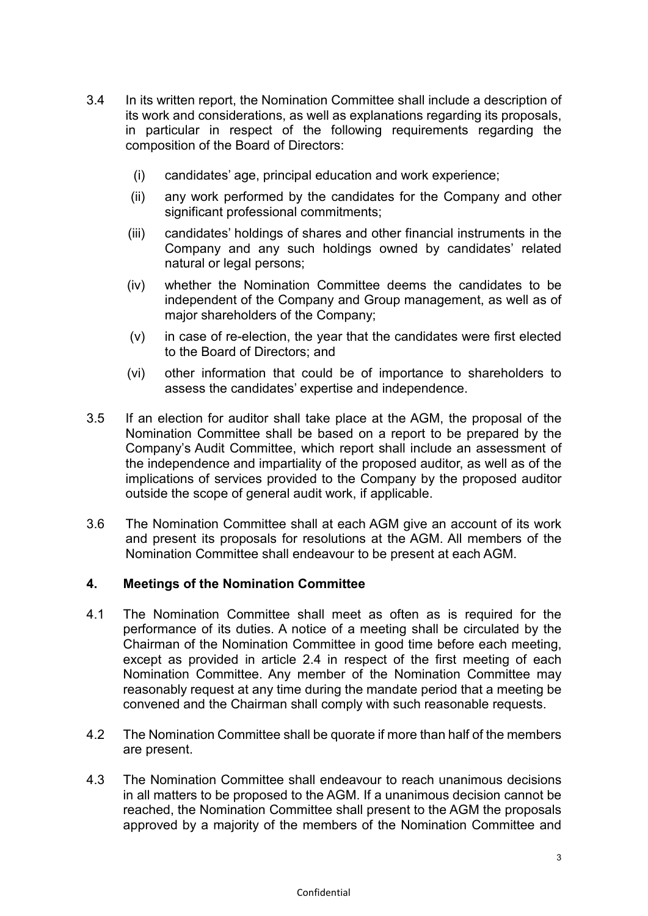3.4 In its written report, the Nomination Committee shall include a description of its work and considerations, as well as explanations regarding its proposals, in particular in respect of the following requirements regarding the composition of the Board of Directors:

   (i) candidates' age, principal education and work experience;

   (ii) any work performed by the candidates for the Company and other significant professional commitments;

   (iii) candidates' holdings of shares and other financial instruments in the Company and any such holdings owned by candidates' related natural or legal persons;

   (iv) whether the Nomination Committee deems the candidates to be independent of the Company and Group management, as well as of major shareholders of the Company;

   (v) in case of re-election, the year that the candidates were first elected to the Board of Directors; and

   (vi) other information that could be of importance to shareholders to assess the candidates' expertise and independence.

3.5 If an election for auditor shall take place at the AGM, the proposal of the Nomination Committee shall be based on a report to be prepared by the Company's Audit Committee, which report shall include an assessment of the independence and impartiality of the proposed auditor, as well as of the implications of services provided to the Company by the proposed auditor outside the scope of general audit work, if applicable.

3.6 The Nomination Committee shall at each AGM give an account of its work and present its proposals for resolutions at the AGM. All members of the Nomination Committee shall endeavour to be present at each AGM.

## 4. Meetings of the Nomination Committee

4.1 The Nomination Committee shall meet as often as is required for the performance of its duties. A notice of a meeting shall be circulated by the Chairman of the Nomination Committee in good time before each meeting, except as provided in article 2.4 in respect of the first meeting of each Nomination Committee. Any member of the Nomination Committee may reasonably request at any time during the mandate period that a meeting be convened and the Chairman shall comply with such reasonable requests.

4.2 The Nomination Committee shall be quorate if more than half of the members are present.

4.3 The Nomination Committee shall endeavour to reach unanimous decisions in all matters to be proposed to the AGM. If a unanimous decision cannot be reached, the Nomination Committee shall present to the AGM the proposals approved by a majority of the members of the Nomination Committee and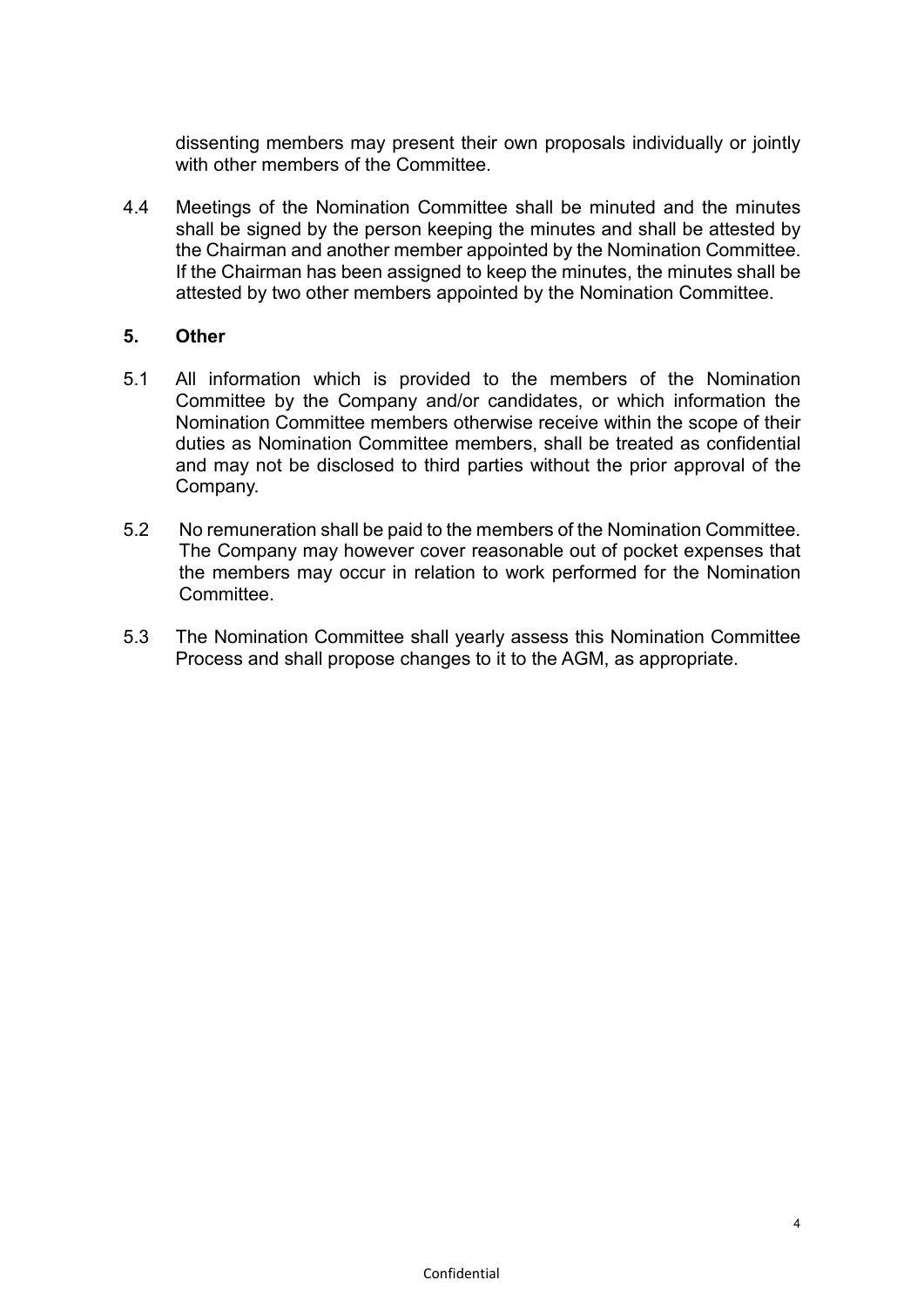dissenting members may present their own proposals individually or jointly with other members of the Committee.

4.4 Meetings of the Nomination Committee shall be minuted and the minutes shall be signed by the person keeping the minutes and shall be attested by the Chairman and another member appointed by the Nomination Committee. If the Chairman has been assigned to keep the minutes, the minutes shall be attested by two other members appointed by the Nomination Committee.

## 5. Other

5.1 All information which is provided to the members of the Nomination Committee by the Company and/or candidates, or which information the Nomination Committee members otherwise receive within the scope of their duties as Nomination Committee members, shall be treated as confidential and may not be disclosed to third parties without the prior approval of the Company.

5.2 No remuneration shall be paid to the members of the Nomination Committee. The Company may however cover reasonable out of pocket expenses that the members may occur in relation to work performed for the Nomination Committee.

5.3 The Nomination Committee shall yearly assess this Nomination Committee Process and shall propose changes to it to the AGM, as appropriate.